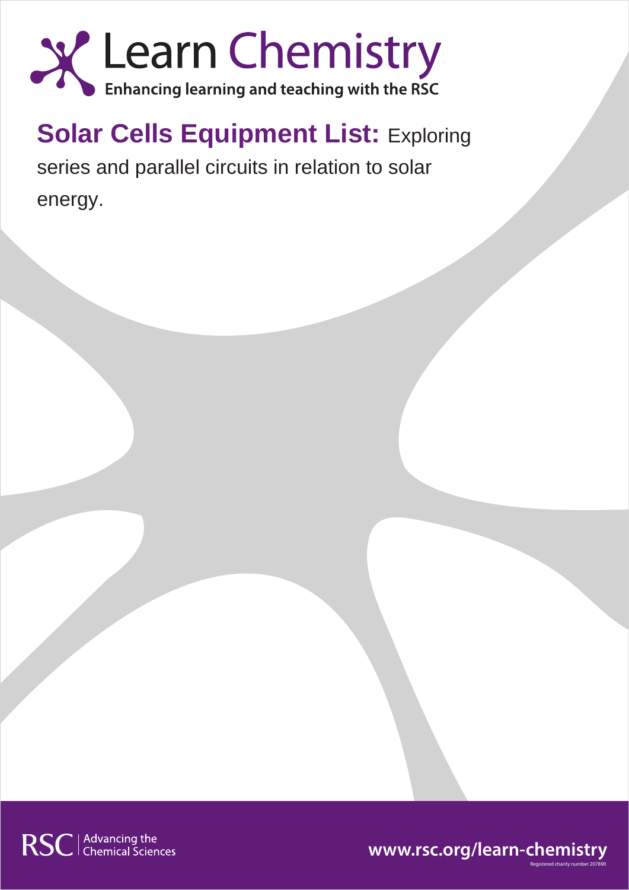# Learn Chemistry

Enhancing learning and teaching with the RSC

## Solar Cells Equipment List: Exploring series and parallel circuits in relation to solar energy.

RSC | Advancing the Chemical Sciences

www.rsc.org/learn-chemistry

Registered charity number 207890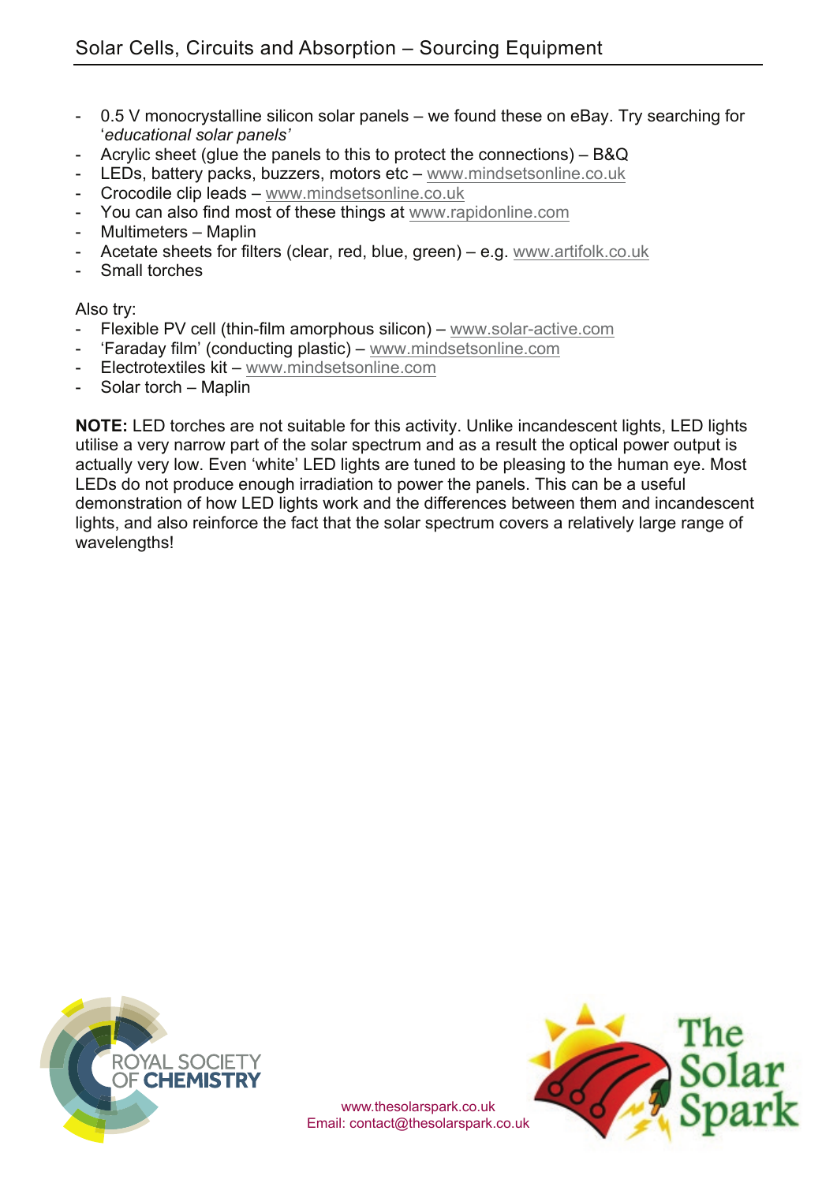- 0.5 V monocrystalline silicon solar panels – we found these on eBay. Try searching for '*educational solar panels*'
- Acrylic sheet (glue the panels to this to protect the connections) – B&Q
- LEDs, battery packs, buzzers, motors etc – www.mindsetsonline.co.uk
- Crocodile clip leads – www.mindsetsonline.co.uk
- You can also find most of these things at www.rapidonline.com
- Multimeters – Maplin
- Acetate sheets for filters (clear, red, blue, green) – e.g. www.artifolk.co.uk
- Small torches

Also try:

- Flexible PV cell (thin-film amorphous silicon) – www.solar-active.com
- 'Faraday film' (conducting plastic) – www.mindsetsonline.com
- Electrotextiles kit – www.mindsetsonline.com
- Solar torch – Maplin

**NOTE:** LED torches are not suitable for this activity. Unlike incandescent lights, LED lights utilise a very narrow part of the solar spectrum and as a result the optical power output is actually very low. Even 'white' LED lights are tuned to be pleasing to the human eye. Most LEDs do not produce enough irradiation to power the panels. This can be a useful demonstration of how LED lights work and the differences between them and incandescent lights, and also reinforce the fact that the solar spectrum covers a relatively large range of wavelengths!

www.thesolarspark.co.uk
Email: contact@thesolarspark.co.uk